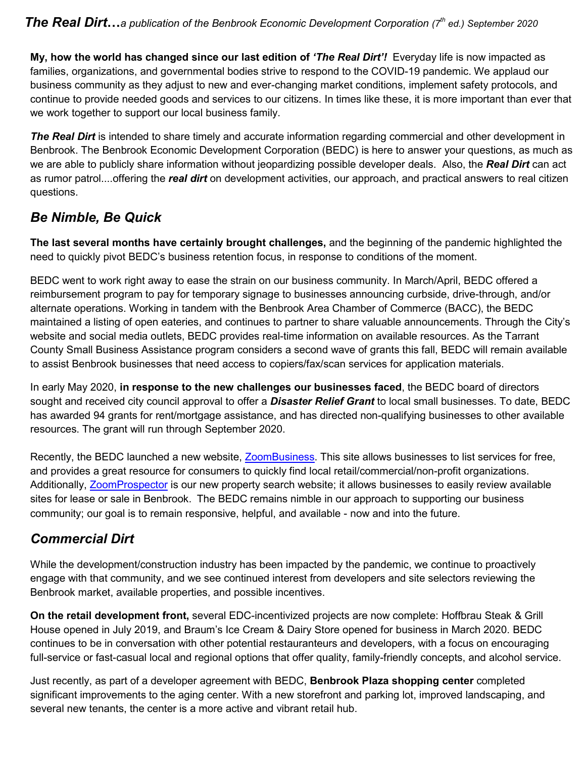***The Real Dirt…****a publication of the Benbrook Economic Development Corporation (7th ed.) September 2020*

**My, how the world has changed since our last edition of *'The Real Dirt'!*** Everyday life is now impacted as families, organizations, and governmental bodies strive to respond to the COVID-19 pandemic. We applaud our business community as they adjust to new and ever-changing market conditions, implement safety protocols, and continue to provide needed goods and services to our citizens. In times like these, it is more important than ever that we work together to support our local business family.

***The Real Dirt*** is intended to share timely and accurate information regarding commercial and other development in Benbrook. The Benbrook Economic Development Corporation (BEDC) is here to answer your questions, as much as we are able to publicly share information without jeopardizing possible developer deals. Also, the ***Real Dirt*** can act as rumor patrol....offering the ***real dirt*** on development activities, our approach, and practical answers to real citizen questions.

## *Be Nimble, Be Quick*

**The last several months have certainly brought challenges,** and the beginning of the pandemic highlighted the need to quickly pivot BEDC's business retention focus, in response to conditions of the moment.

BEDC went to work right away to ease the strain on our business community. In March/April, BEDC offered a reimbursement program to pay for temporary signage to businesses announcing curbside, drive-through, and/or alternate operations. Working in tandem with the Benbrook Area Chamber of Commerce (BACC), the BEDC maintained a listing of open eateries, and continues to partner to share valuable announcements. Through the City's website and social media outlets, BEDC provides real-time information on available resources. As the Tarrant County Small Business Assistance program considers a second wave of grants this fall, BEDC will remain available to assist Benbrook businesses that need access to copiers/fax/scan services for application materials.

In early May 2020, **in response to the new challenges our businesses faced**, the BEDC board of directors sought and received city council approval to offer a ***Disaster Relief Grant*** to local small businesses. To date, BEDC has awarded 94 grants for rent/mortgage assistance, and has directed non-qualifying businesses to other available resources. The grant will run through September 2020.

Recently, the BEDC launched a new website, ZoomBusiness. This site allows businesses to list services for free, and provides a great resource for consumers to quickly find local retail/commercial/non-profit organizations. Additionally, ZoomProspector is our new property search website; it allows businesses to easily review available sites for lease or sale in Benbrook. The BEDC remains nimble in our approach to supporting our business community; our goal is to remain responsive, helpful, and available - now and into the future.

## *Commercial Dirt*

While the development/construction industry has been impacted by the pandemic, we continue to proactively engage with that community, and we see continued interest from developers and site selectors reviewing the Benbrook market, available properties, and possible incentives.

**On the retail development front,** several EDC-incentivized projects are now complete: Hoffbrau Steak & Grill House opened in July 2019, and Braum's Ice Cream & Dairy Store opened for business in March 2020. BEDC continues to be in conversation with other potential restauranteurs and developers, with a focus on encouraging full-service or fast-casual local and regional options that offer quality, family-friendly concepts, and alcohol service.

Just recently, as part of a developer agreement with BEDC, **Benbrook Plaza shopping center** completed significant improvements to the aging center. With a new storefront and parking lot, improved landscaping, and several new tenants, the center is a more active and vibrant retail hub.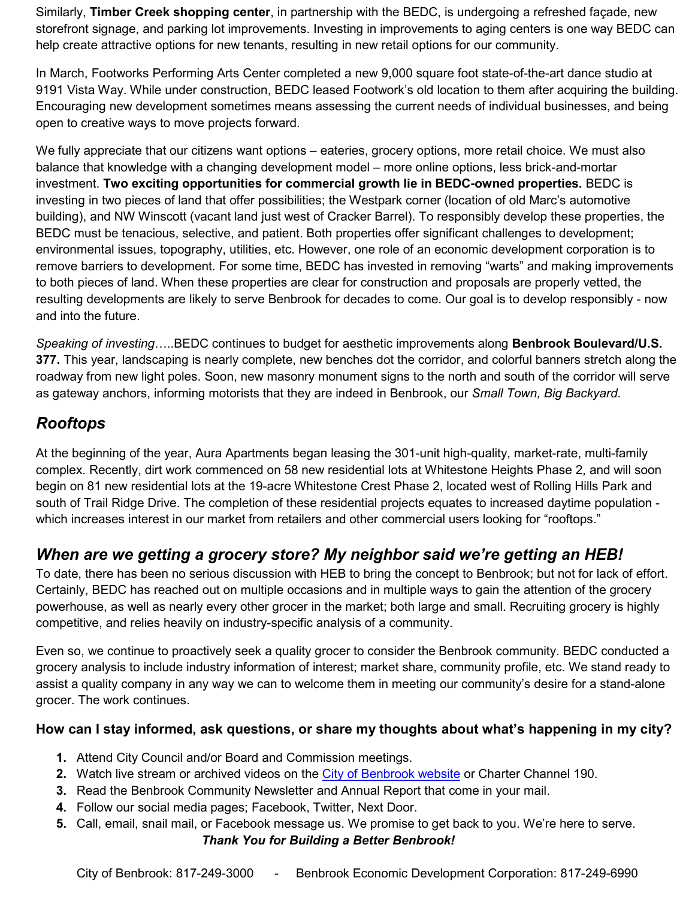Similarly, **Timber Creek shopping center**, in partnership with the BEDC, is undergoing a refreshed façade, new storefront signage, and parking lot improvements. Investing in improvements to aging centers is one way BEDC can help create attractive options for new tenants, resulting in new retail options for our community.

In March, Footworks Performing Arts Center completed a new 9,000 square foot state-of-the-art dance studio at 9191 Vista Way. While under construction, BEDC leased Footwork's old location to them after acquiring the building. Encouraging new development sometimes means assessing the current needs of individual businesses, and being open to creative ways to move projects forward.

We fully appreciate that our citizens want options – eateries, grocery options, more retail choice. We must also balance that knowledge with a changing development model – more online options, less brick-and-mortar investment. **Two exciting opportunities for commercial growth lie in BEDC-owned properties.** BEDC is investing in two pieces of land that offer possibilities; the Westpark corner (location of old Marc's automotive building), and NW Winscott (vacant land just west of Cracker Barrel). To responsibly develop these properties, the BEDC must be tenacious, selective, and patient. Both properties offer significant challenges to development; environmental issues, topography, utilities, etc. However, one role of an economic development corporation is to remove barriers to development. For some time, BEDC has invested in removing "warts" and making improvements to both pieces of land. When these properties are clear for construction and proposals are properly vetted, the resulting developments are likely to serve Benbrook for decades to come. Our goal is to develop responsibly - now and into the future.

*Speaking of investing*…..BEDC continues to budget for aesthetic improvements along **Benbrook Boulevard/U.S. 377.** This year, landscaping is nearly complete, new benches dot the corridor, and colorful banners stretch along the roadway from new light poles. Soon, new masonry monument signs to the north and south of the corridor will serve as gateway anchors, informing motorists that they are indeed in Benbrook, our *Small Town, Big Backyard*.

## *Rooftops*

At the beginning of the year, Aura Apartments began leasing the 301-unit high-quality, market-rate, multi-family complex. Recently, dirt work commenced on 58 new residential lots at Whitestone Heights Phase 2, and will soon begin on 81 new residential lots at the 19-acre Whitestone Crest Phase 2, located west of Rolling Hills Park and south of Trail Ridge Drive. The completion of these residential projects equates to increased daytime population - which increases interest in our market from retailers and other commercial users looking for "rooftops."

## *When are we getting a grocery store? My neighbor said we're getting an HEB!*

To date, there has been no serious discussion with HEB to bring the concept to Benbrook; but not for lack of effort. Certainly, BEDC has reached out on multiple occasions and in multiple ways to gain the attention of the grocery powerhouse, as well as nearly every other grocer in the market; both large and small. Recruiting grocery is highly competitive, and relies heavily on industry-specific analysis of a community.

Even so, we continue to proactively seek a quality grocer to consider the Benbrook community. BEDC conducted a grocery analysis to include industry information of interest; market share, community profile, etc. We stand ready to assist a quality company in any way we can to welcome them in meeting our community's desire for a stand-alone grocer. The work continues.

### How can I stay informed, ask questions, or share my thoughts about what's happening in my city?

1. Attend City Council and/or Board and Commission meetings.
2. Watch live stream or archived videos on the City of Benbrook website or Charter Channel 190.
3. Read the Benbrook Community Newsletter and Annual Report that come in your mail.
4. Follow our social media pages; Facebook, Twitter, Next Door.
5. Call, email, snail mail, or Facebook message us. We promise to get back to you. We're here to serve.

***Thank You for Building a Better Benbrook!***

City of Benbrook: 817-249-3000 - Benbrook Economic Development Corporation: 817-249-6990